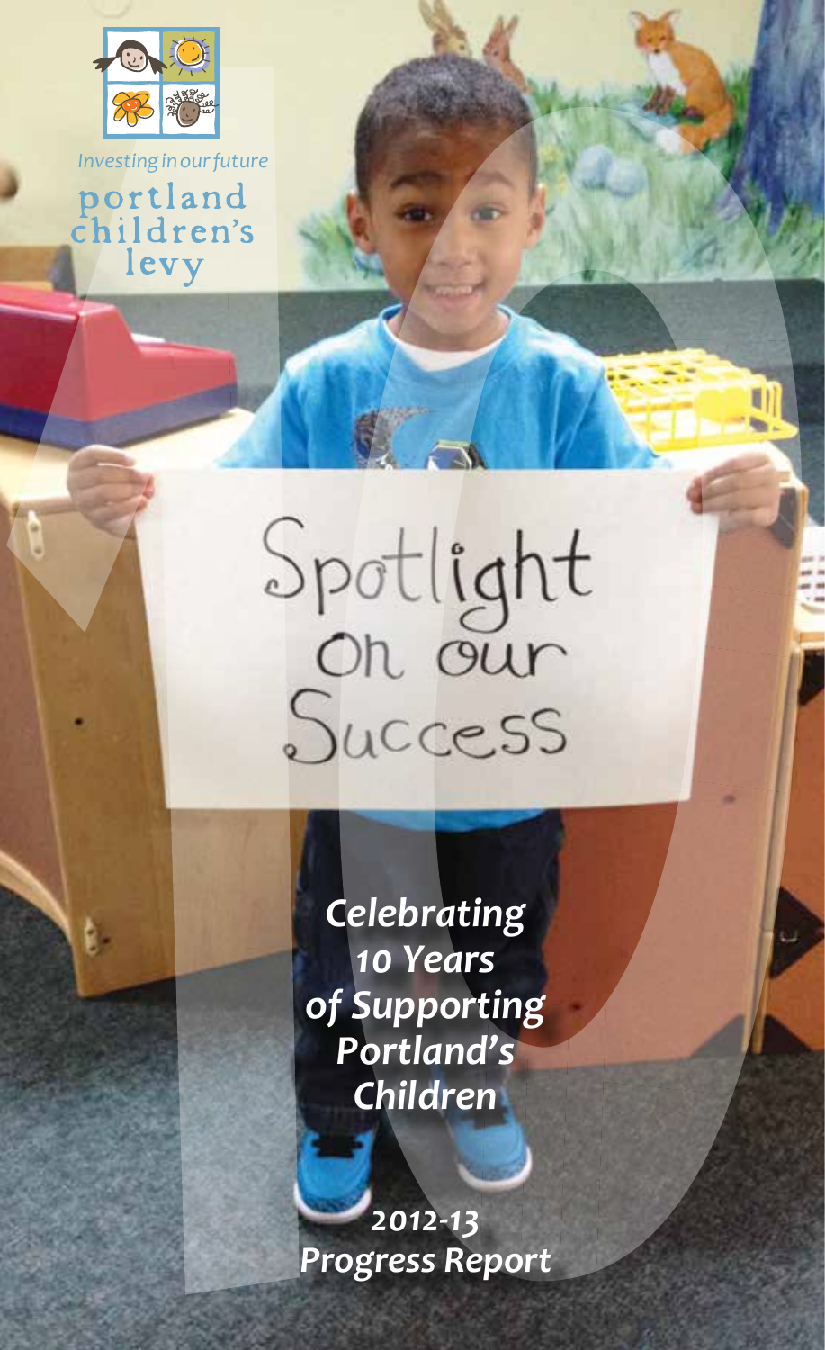*Investing in our future*

portland children's levy

Spotlight On our Success

# *Celebrating 10 Years of Supporting Portland's Children*

## *2012-13 Progress Report*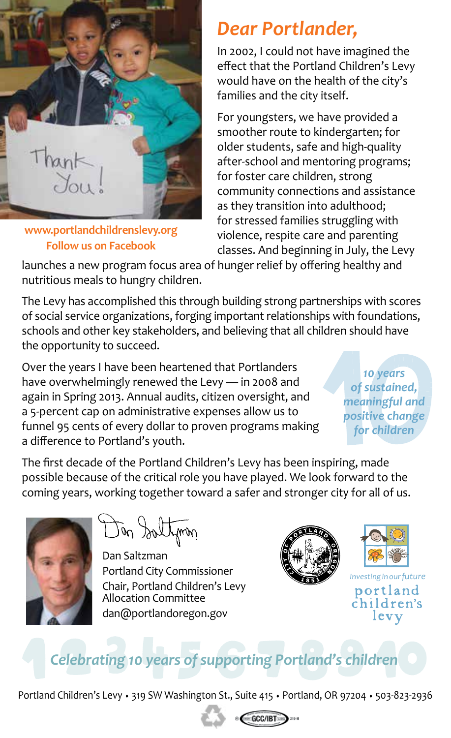www.portlandchildrenslevy.org

Follow us on Facebook

# *Dear Portlander,*

In 2002, I could not have imagined the effect that the Portland Children's Levy would have on the health of the city's families and the city itself.

For youngsters, we have provided a smoother route to kindergarten; for older students, safe and high-quality after-school and mentoring programs; for foster care children, strong community connections and assistance as they transition into adulthood; for stressed families struggling with violence, respite care and parenting classes. And beginning in July, the Levy launches a new program focus area of hunger relief by offering healthy and nutritious meals to hungry children.

The Levy has accomplished this through building strong partnerships with scores of social service organizations, forging important relationships with foundations, schools and other key stakeholders, and believing that all children should have the opportunity to succeed.

Over the years I have been heartened that Portlanders have overwhelmingly renewed the Levy — in 2008 and again in Spring 2013. Annual audits, citizen oversight, and a 5-percent cap on administrative expenses allow us to funnel 95 cents of every dollar to proven programs making a difference to Portland's youth.

*10 years of sustained, meaningful and positive change for children*

The first decade of the Portland Children's Levy has been inspiring, made possible because of the critical role you have played. We look forward to the coming years, working together toward a safer and stronger city for all of us.

Dan Saltzman
Portland City Commissioner
Chair, Portland Children's Levy Allocation Committee
dan@portlandoregon.gov

*Investing in our future*
portland children's levy

## *Celebrating 10 years of supporting Portland's children*

Portland Children's Levy • 319 SW Washington St., Suite 415 • Portland, OR 97204 • 503-823-2936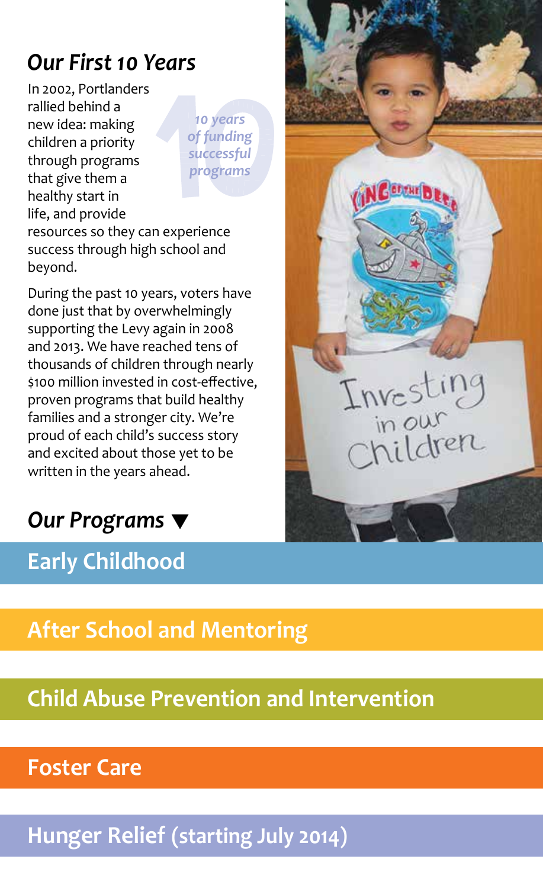## *Our First 10 Years*

In 2002, Portlanders rallied behind a new idea: making children a priority through programs that give them a healthy start in life, and provide resources so they can experience success through high school and beyond.

*10 years of funding successful programs*

During the past 10 years, voters have done just that by overwhelmingly supporting the Levy again in 2008 and 2013. We have reached tens of thousands of children through nearly $100 million invested in cost-effective, proven programs that build healthy families and a stronger city. We're proud of each child's success story and excited about those yet to be written in the years ahead.

## *Our Programs ▼*

### Early Childhood

### After School and Mentoring

### Child Abuse Prevention and Intervention

### Foster Care

### Hunger Relief (starting July 2014)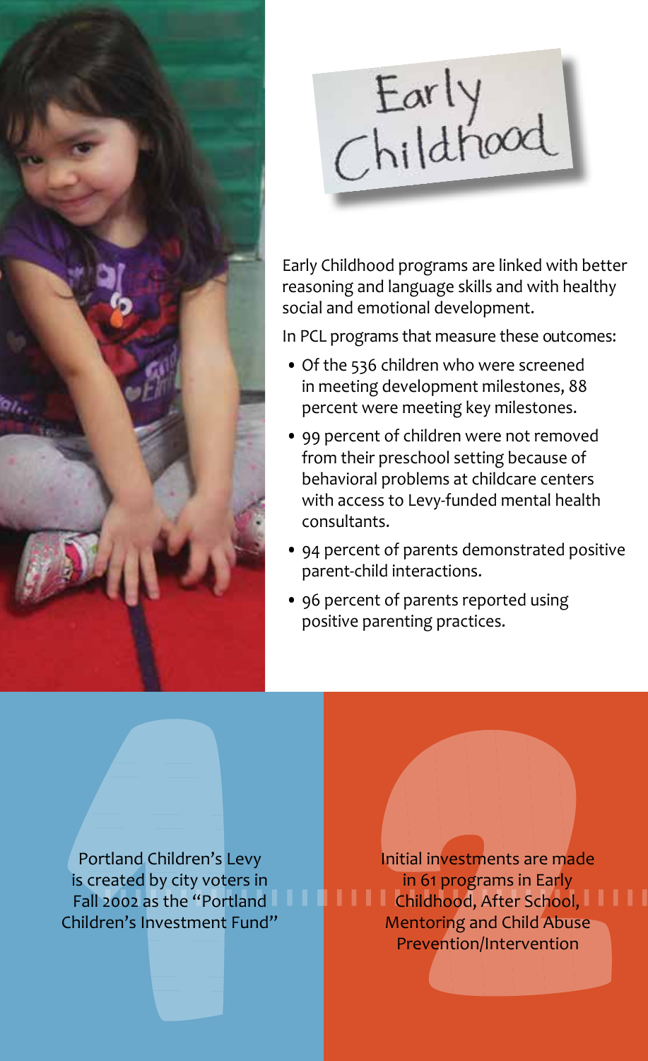# Early Childhood

Early Childhood programs are linked with better reasoning and language skills and with healthy social and emotional development.

In PCL programs that measure these outcomes:

- Of the 536 children who were screened in meeting development milestones, 88 percent were meeting key milestones.
- 99 percent of children were not removed from their preschool setting because of behavioral problems at childcare centers with access to Levy-funded mental health consultants.
- 94 percent of parents demonstrated positive parent-child interactions.
- 96 percent of parents reported using positive parenting practices.

1

Portland Children's Levy is created by city voters in Fall 2002 as the "Portland Children's Investment Fund"

2

Initial investments are made in 61 programs in Early Childhood, After School, Mentoring and Child Abuse Prevention/Intervention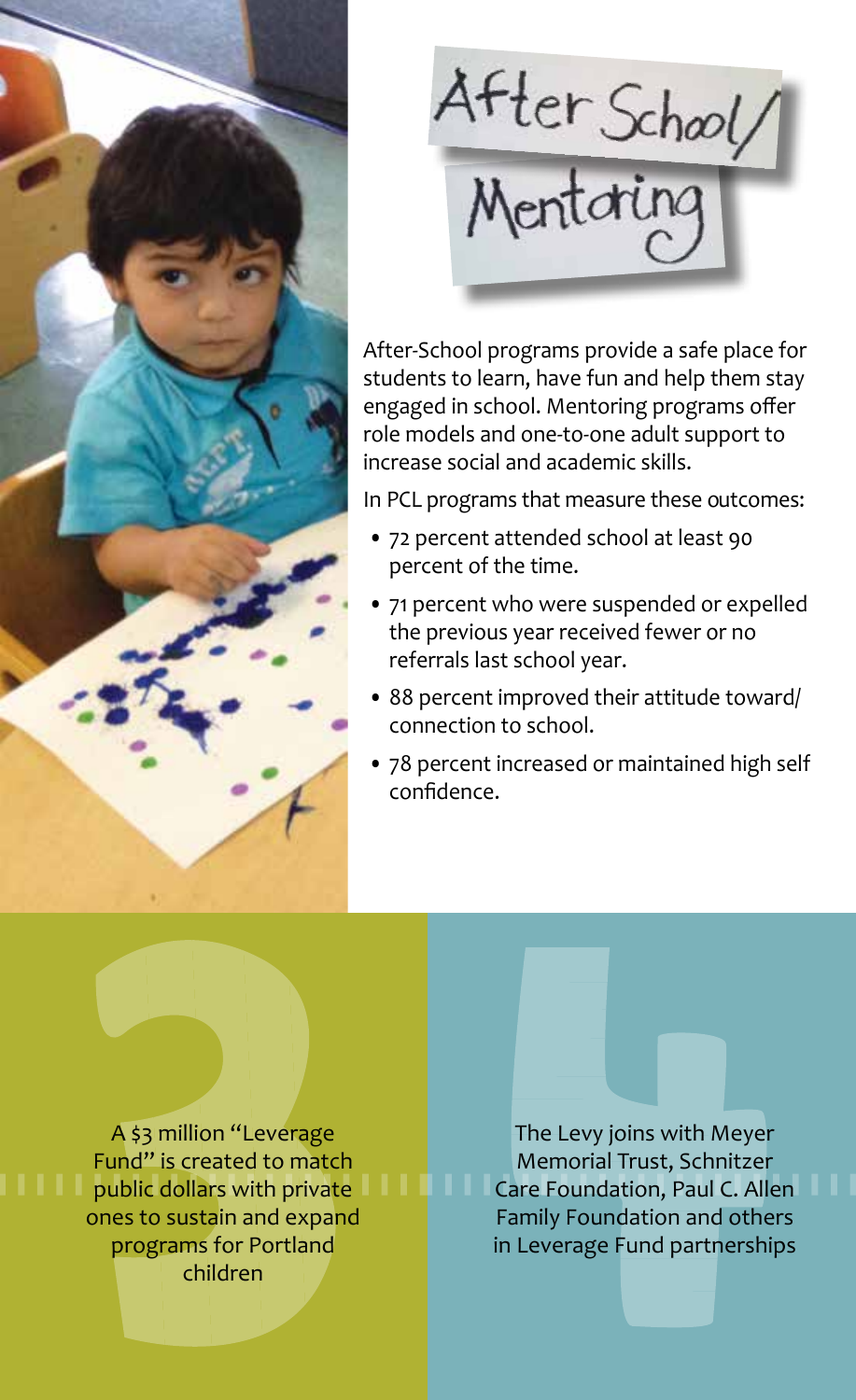# After School/ Mentoring

After-School programs provide a safe place for students to learn, have fun and help them stay engaged in school. Mentoring programs offer role models and one-to-one adult support to increase social and academic skills.

In PCL programs that measure these outcomes:

- 72 percent attended school at least 90 percent of the time.
- 71 percent who were suspended or expelled the previous year received fewer or no referrals last school year.
- 88 percent improved their attitude toward/ connection to school.
- 78 percent increased or maintained high self confidence.

A $3 million "Leverage Fund" is created to match public dollars with private ones to sustain and expand programs for Portland children

The Levy joins with Meyer Memorial Trust, Schnitzer Care Foundation, Paul C. Allen Family Foundation and others in Leverage Fund partnerships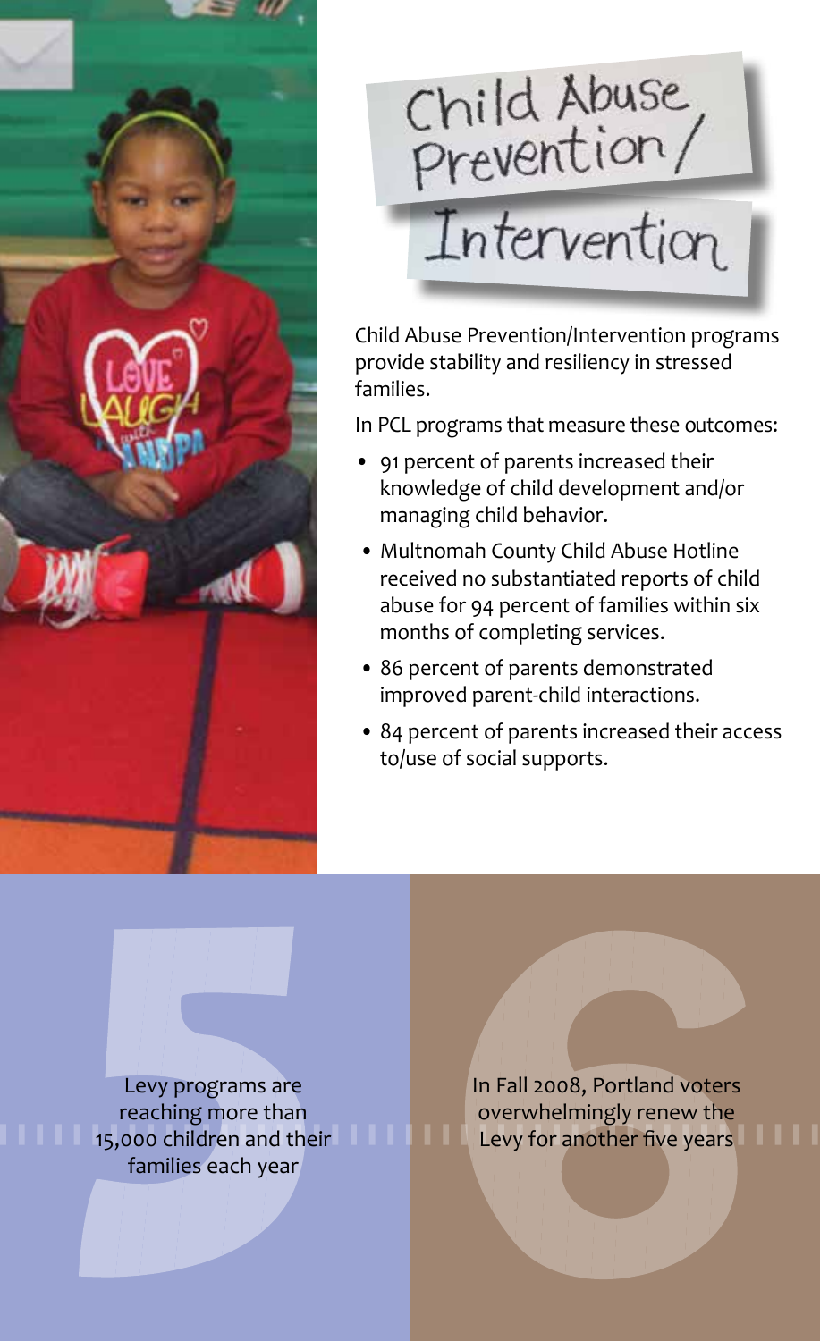# Child Abuse Prevention/ Intervention

Child Abuse Prevention/Intervention programs provide stability and resiliency in stressed families.

In PCL programs that measure these outcomes:

- 91 percent of parents increased their knowledge of child development and/or managing child behavior.
- Multnomah County Child Abuse Hotline received no substantiated reports of child abuse for 94 percent of families within six months of completing services.
- 86 percent of parents demonstrated improved parent-child interactions.
- 84 percent of parents increased their access to/use of social supports.

5

Levy programs are reaching more than 15,000 children and their families each year

6

In Fall 2008, Portland voters overwhelmingly renew the Levy for another five years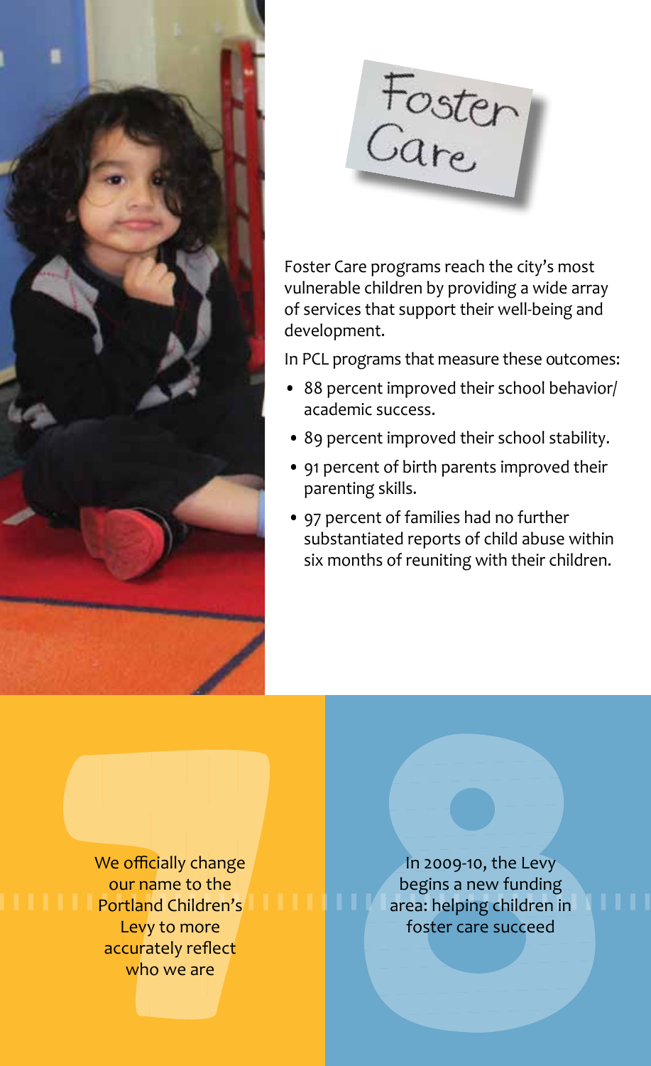# Foster Care

Foster Care programs reach the city's most vulnerable children by providing a wide array of services that support their well-being and development.

In PCL programs that measure these outcomes:

- 88 percent improved their school behavior/ academic success.
- 89 percent improved their school stability.
- 91 percent of birth parents improved their parenting skills.
- 97 percent of families had no further substantiated reports of child abuse within six months of reuniting with their children.

7

We officially change our name to the Portland Children's Levy to more accurately reflect who we are

8

In 2009-10, the Levy begins a new funding area: helping children in foster care succeed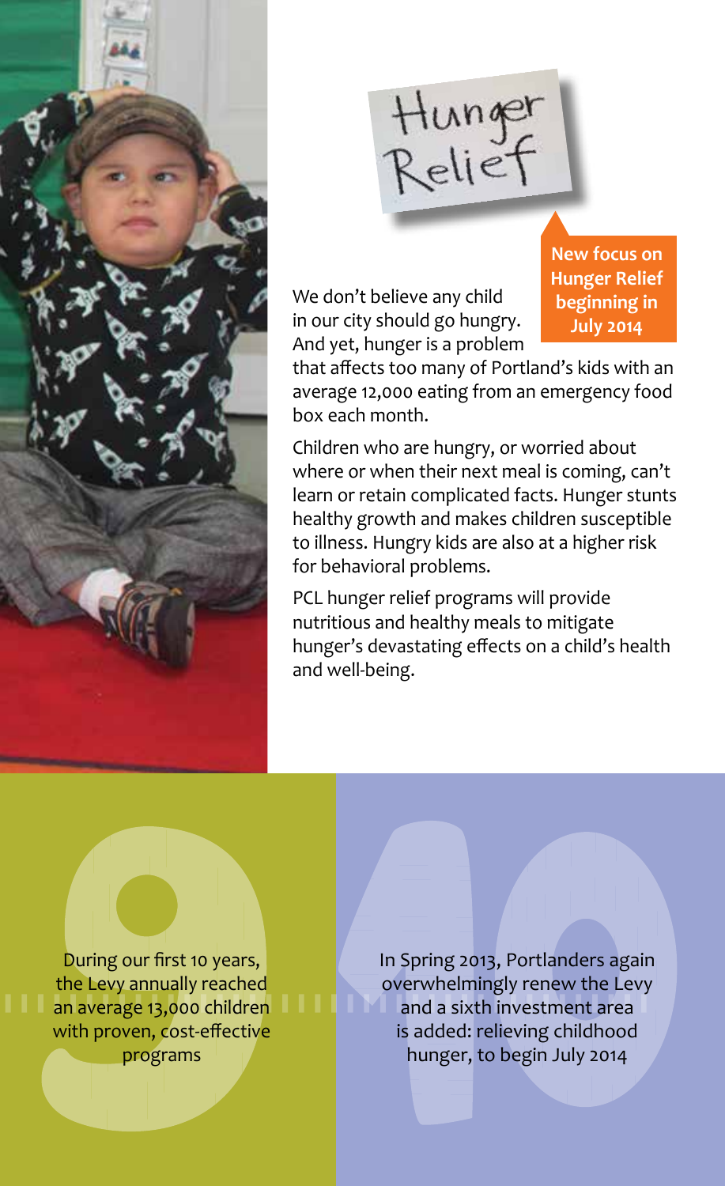# Hunger Relief

**New focus on Hunger Relief beginning in July 2014**

We don't believe any child in our city should go hungry. And yet, hunger is a problem that affects too many of Portland's kids with an average 12,000 eating from an emergency food box each month.

Children who are hungry, or worried about where or when their next meal is coming, can't learn or retain complicated facts. Hunger stunts healthy growth and makes children susceptible to illness. Hungry kids are also at a higher risk for behavioral problems.

PCL hunger relief programs will provide nutritious and healthy meals to mitigate hunger's devastating effects on a child's health and well-being.

**9**

During our first 10 years, the Levy annually reached an average 13,000 children with proven, cost-effective programs

**10**

In Spring 2013, Portlanders again overwhelmingly renew the Levy and a sixth investment area is added: relieving childhood hunger, to begin July 2014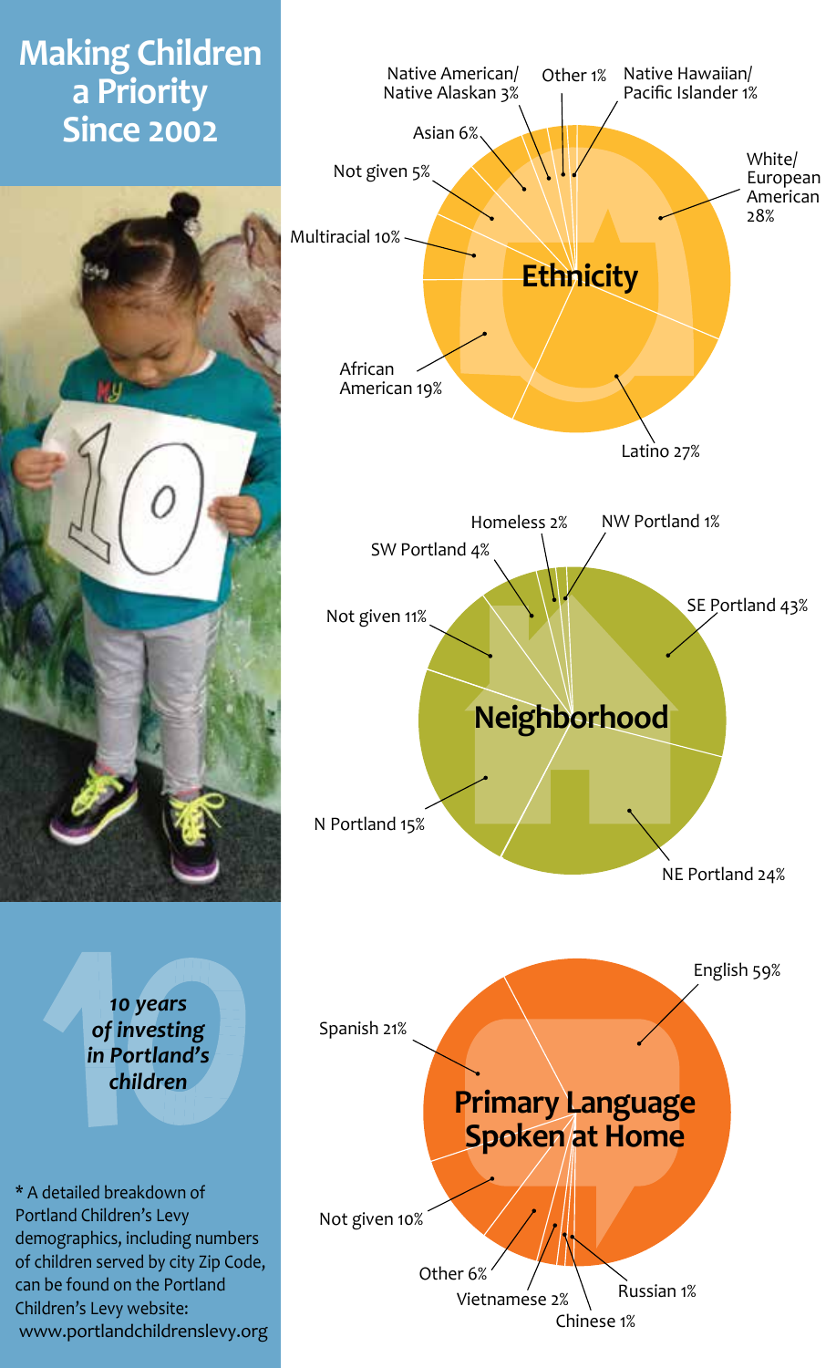# Making Children a Priority Since 2002

*10 years of investing in Portland's children*

\* A detailed breakdown of Portland Children's Levy demographics, including numbers of children served by city Zip Code, can be found on the Portland Children's Levy website: www.portlandchildrenslevy.org

## Ethnicity

| Ethnicity | Percent |
| --- | --- |
| White/ European American | 28% |
| Latino | 27% |
| African American | 19% |
| Multiracial | 10% |
| Asian | 6% |
| Not given | 5% |
| Native American/ Native Alaskan | 3% |
| Other | 1% |
| Native Hawaiian/ Pacific Islander | 1% |

## Neighborhood

| Neighborhood | Percent |
| --- | --- |
| SE Portland | 43% |
| NE Portland | 24% |
| N Portland | 15% |
| Not given | 11% |
| SW Portland | 4% |
| Homeless | 2% |
| NW Portland | 1% |

## Primary Language Spoken at Home

| Language | Percent |
| --- | --- |
| English | 59% |
| Spanish | 21% |
| Not given | 10% |
| Other | 6% |
| Vietnamese | 2% |
| Chinese | 1% |
| Russian | 1% |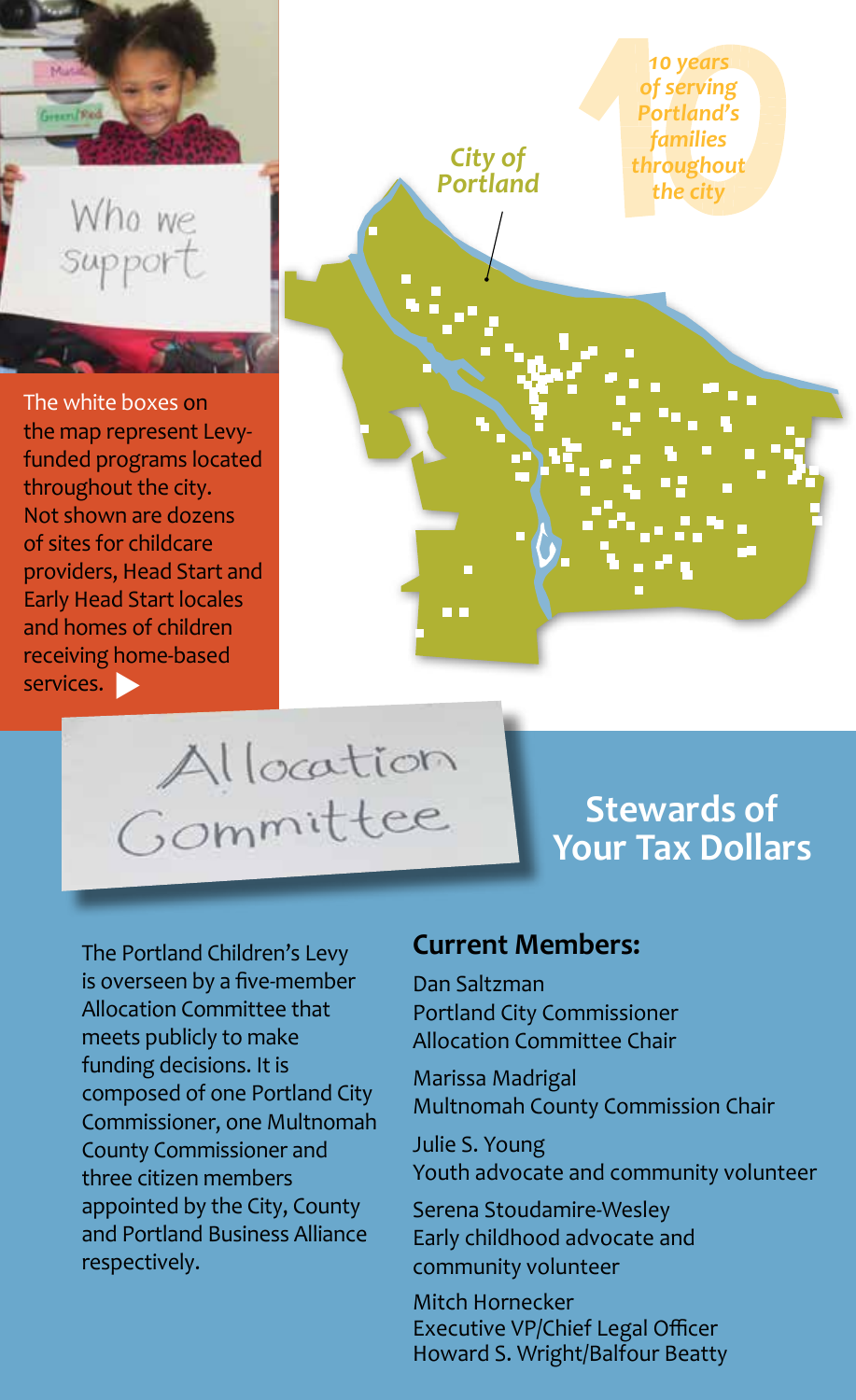Who we support

The white boxes on the map represent Levy-funded programs located throughout the city. Not shown are dozens of sites for childcare providers, Head Start and Early Head Start locales and homes of children receiving home-based services.

City of Portland

*10 years of serving Portland's families throughout the city*

## Allocation Committee

## Stewards of Your Tax Dollars

The Portland Children's Levy is overseen by a five-member Allocation Committee that meets publicly to make funding decisions. It is composed of one Portland City Commissioner, one Multnomah County Commissioner and three citizen members appointed by the City, County and Portland Business Alliance respectively.

### Current Members:

Dan Saltzman
Portland City Commissioner
Allocation Committee Chair

Marissa Madrigal
Multnomah County Commission Chair

Julie S. Young
Youth advocate and community volunteer

Serena Stoudamire-Wesley
Early childhood advocate and community volunteer

Mitch Hornecker
Executive VP/Chief Legal Officer
Howard S. Wright/Balfour Beatty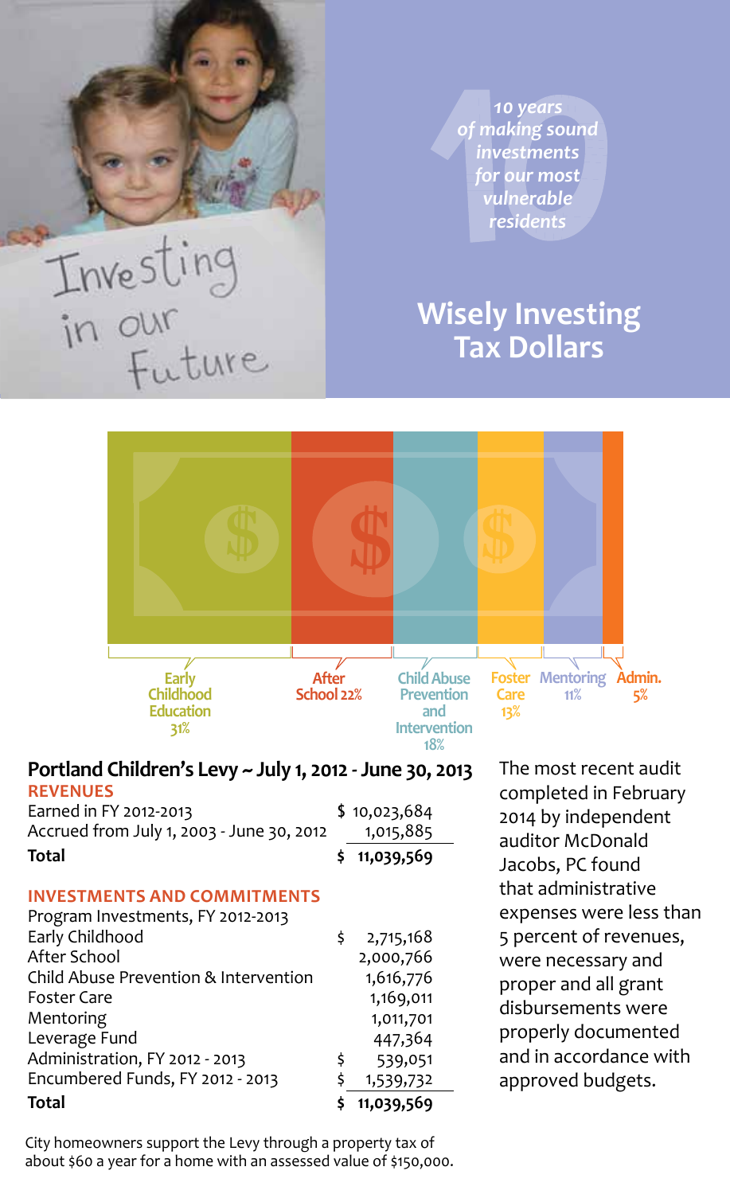Investing in our Future

10 years of making sound investments for our most vulnerable residents

## Wisely Investing Tax Dollars

Early Childhood Education 31%

After School 22%

Child Abuse Prevention and Intervention 18%

Foster Care 13%

Mentoring 11%

Admin. 5%

## Portland Children's Levy ~ July 1, 2012 - June 30, 2013

### REVENUES

| | |
|---|---|
| Earned in FY 2012-2013 | $ 10,023,684 |
| Accrued from July 1, 2003 - June 30, 2012 | 1,015,885 |
| **Total** | **$ 11,039,569** |

### INVESTMENTS AND COMMITMENTS

| | |
|---|---|
| Program Investments, FY 2012-2013 | |
| Early Childhood | $ 2,715,168 |
| After School | 2,000,766 |
| Child Abuse Prevention & Intervention | 1,616,776 |
| Foster Care | 1,169,011 |
| Mentoring | 1,011,701 |
| Leverage Fund | 447,364 |
| Administration, FY 2012 - 2013 | $ 539,051 |
| Encumbered Funds, FY 2012 - 2013 | $ 1,539,732 |
| **Total** | **$ 11,039,569** |

City homeowners support the Levy through a property tax of about $60 a year for a home with an assessed value of $150,000.

The most recent audit completed in February 2014 by independent auditor McDonald Jacobs, PC found that administrative expenses were less than 5 percent of revenues, were necessary and proper and all grant disbursements were properly documented and in accordance with approved budgets.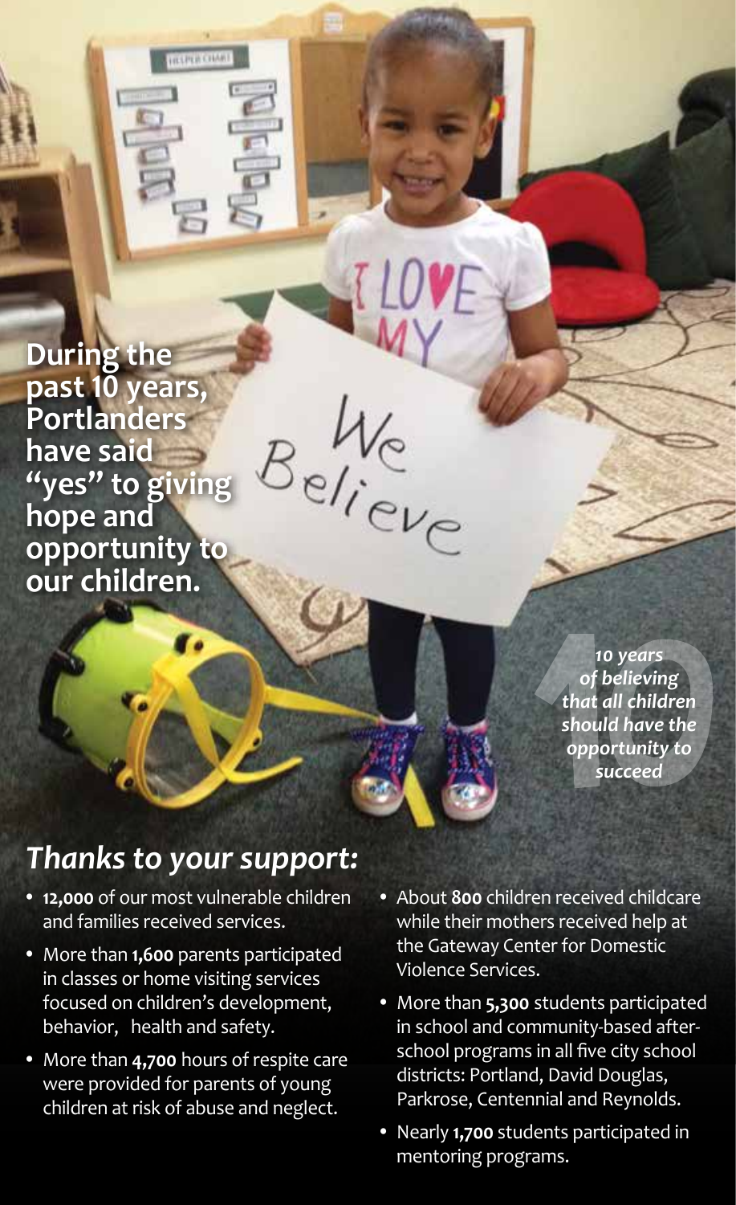**During the past 10 years, Portlanders have said "yes" to giving hope and opportunity to our children.**

*10 years of believing that all children should have the opportunity to succeed*

## *Thanks to your support:*

- **12,000** of our most vulnerable children and families received services.
- More than **1,600** parents participated in classes or home visiting services focused on children's development, behavior, health and safety.
- More than **4,700** hours of respite care were provided for parents of young children at risk of abuse and neglect.
- About **800** children received childcare while their mothers received help at the Gateway Center for Domestic Violence Services.
- More than **5,300** students participated in school and community-based after-school programs in all five city school districts: Portland, David Douglas, Parkrose, Centennial and Reynolds.
- Nearly **1,700** students participated in mentoring programs.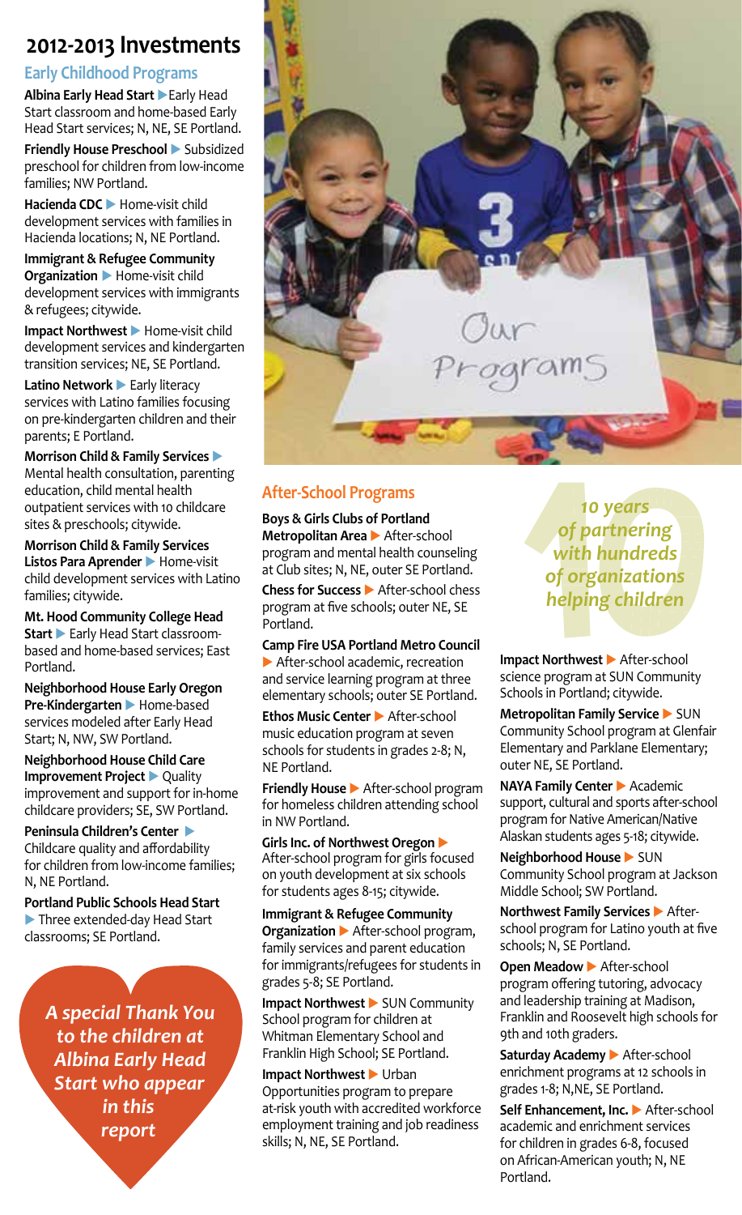# 2012-2013 Investments

## Early Childhood Programs

**Albina Early Head Start** ▶ Early Head Start classroom and home-based Early Head Start services; N, NE, SE Portland.

**Friendly House Preschool** ▶ Subsidized preschool for children from low-income families; NW Portland.

**Hacienda CDC** ▶ Home-visit child development services with families in Hacienda locations; N, NE Portland.

**Immigrant & Refugee Community Organization** ▶ Home-visit child development services with immigrants & refugees; citywide.

**Impact Northwest** ▶ Home-visit child development services and kindergarten transition services; NE, SE Portland.

**Latino Network** ▶ Early literacy services with Latino families focusing on pre-kindergarten children and their parents; E Portland.

**Morrison Child & Family Services** ▶ Mental health consultation, parenting education, child mental health outpatient services with 10 childcare sites & preschools; citywide.

**Morrison Child & Family Services Listos Para Aprender** ▶ Home-visit child development services with Latino families; citywide.

**Mt. Hood Community College Head Start** ▶ Early Head Start classroom-based and home-based services; East Portland.

**Neighborhood House Early Oregon Pre-Kindergarten** ▶ Home-based services modeled after Early Head Start; N, NW, SW Portland.

**Neighborhood House Child Care Improvement Project** ▶ Quality improvement and support for in-home childcare providers; SE, SW Portland.

**Peninsula Children's Center** ▶ Childcare quality and affordability for children from low-income families; N, NE Portland.

**Portland Public Schools Head Start** ▶ Three extended-day Head Start classrooms; SE Portland.

*A special Thank You to the children at Albina Early Head Start who appear in this report*

## After-School Programs

**Boys & Girls Clubs of Portland Metropolitan Area** ▶ After-school program and mental health counseling at Club sites; N, NE, outer SE Portland.

**Chess for Success** ▶ After-school chess program at five schools; outer NE, SE Portland.

**Camp Fire USA Portland Metro Council** ▶ After-school academic, recreation and service learning program at three elementary schools; outer SE Portland.

**Ethos Music Center** ▶ After-school music education program at seven schools for students in grades 2-8; N, NE Portland.

**Friendly House** ▶ After-school program for homeless children attending school in NW Portland.

**Girls Inc. of Northwest Oregon** ▶ After-school program for girls focused on youth development at six schools for students ages 8-15; citywide.

**Immigrant & Refugee Community Organization** ▶ After-school program, family services and parent education for immigrants/refugees for students in grades 5-8; SE Portland.

**Impact Northwest** ▶ SUN Community School program for children at Whitman Elementary School and Franklin High School; SE Portland.

**Impact Northwest** ▶ Urban Opportunities program to prepare at-risk youth with accredited workforce employment training and job readiness skills; N, NE, SE Portland.

*10 years of partnering with hundreds of organizations helping children*

**Impact Northwest** ▶ After-school science program at SUN Community Schools in Portland; citywide.

**Metropolitan Family Service** ▶ SUN Community School program at Glenfair Elementary and Parklane Elementary; outer NE, SE Portland.

**NAYA Family Center** ▶ Academic support, cultural and sports after-school program for Native American/Native Alaskan students ages 5-18; citywide.

**Neighborhood House** ▶ SUN Community School program at Jackson Middle School; SW Portland.

**Northwest Family Services** ▶ After-school program for Latino youth at five schools; N, SE Portland.

**Open Meadow** ▶ After-school program offering tutoring, advocacy and leadership training at Madison, Franklin and Roosevelt high schools for 9th and 10th graders.

**Saturday Academy** ▶ After-school enrichment programs at 12 schools in grades 1-8; N,NE, SE Portland.

**Self Enhancement, Inc.** ▶ After-school academic and enrichment services for children in grades 6-8, focused on African-American youth; N, NE Portland.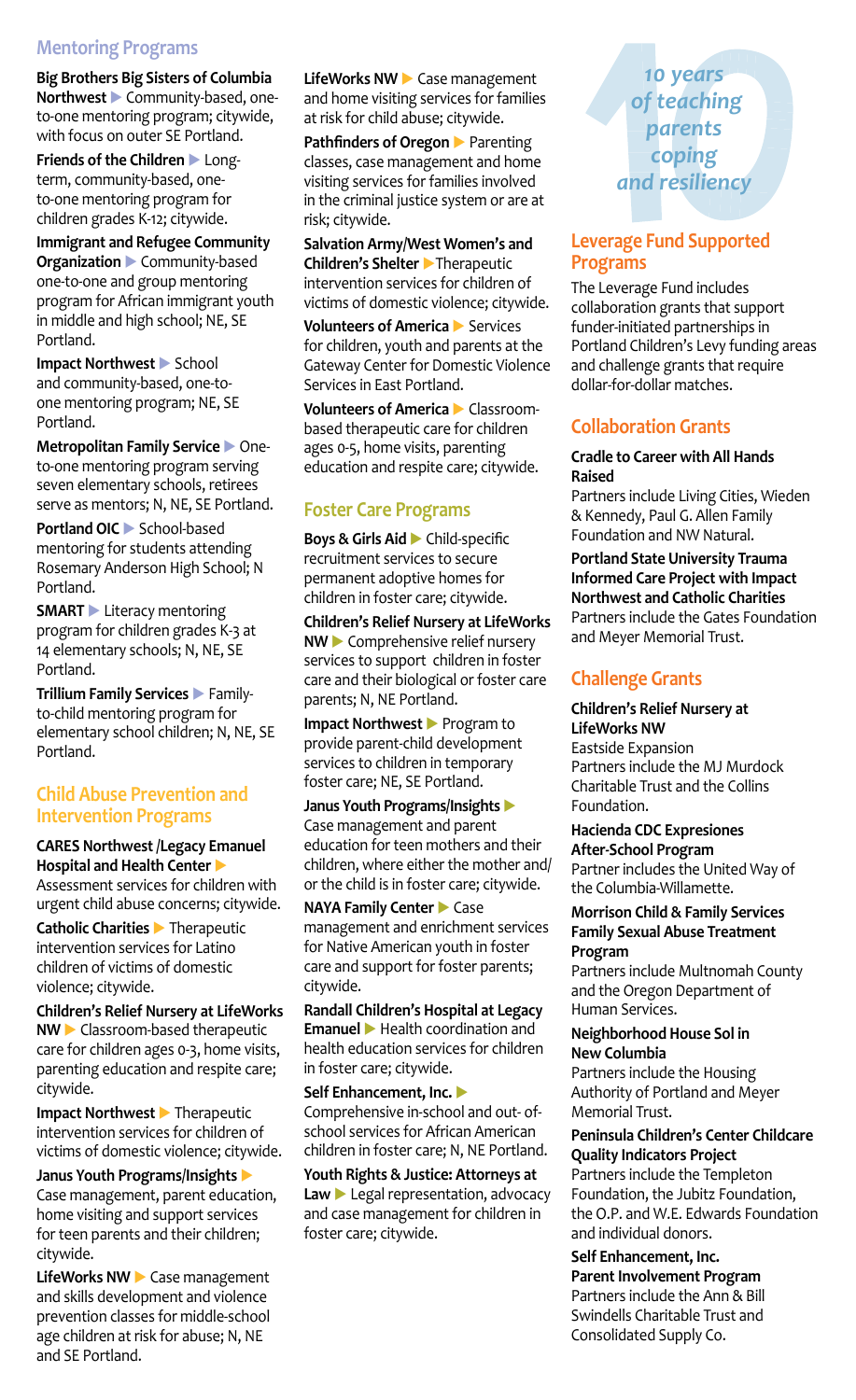## Mentoring Programs

**Big Brothers Big Sisters of Columbia Northwest** ▶ Community-based, one-to-one mentoring program; citywide, with focus on outer SE Portland.

**Friends of the Children** ▶ Long-term, community-based, one-to-one mentoring program for children grades K-12; citywide.

**Immigrant and Refugee Community Organization** ▶ Community-based one-to-one and group mentoring program for African immigrant youth in middle and high school; NE, SE Portland.

**Impact Northwest** ▶ School and community-based, one-to-one mentoring program; NE, SE Portland.

**Metropolitan Family Service** ▶ One-to-one mentoring program serving seven elementary schools, retirees serve as mentors; N, NE, SE Portland.

**Portland OIC** ▶ School-based mentoring for students attending Rosemary Anderson High School; N Portland.

**SMART** ▶ Literacy mentoring program for children grades K-3 at 14 elementary schools; N, NE, SE Portland.

**Trillium Family Services** ▶ Family-to-child mentoring program for elementary school children; N, NE, SE Portland.

## Child Abuse Prevention and Intervention Programs

**CARES Northwest /Legacy Emanuel Hospital and Health Center** ▶ Assessment services for children with urgent child abuse concerns; citywide.

**Catholic Charities** ▶ Therapeutic intervention services for Latino children of victims of domestic violence; citywide.

**Children's Relief Nursery at LifeWorks NW** ▶ Classroom-based therapeutic care for children ages 0-3, home visits, parenting education and respite care; citywide.

**Impact Northwest** ▶ Therapeutic intervention services for children of victims of domestic violence; citywide.

**Janus Youth Programs/Insights** ▶ Case management, parent education, home visiting and support services for teen parents and their children; citywide.

**LifeWorks NW** ▶ Case management and skills development and violence prevention classes for middle-school age children at risk for abuse; N, NE and SE Portland.

**LifeWorks NW** ▶ Case management and home visiting services for families at risk for child abuse; citywide.

**Pathfinders of Oregon** ▶ Parenting classes, case management and home visiting services for families involved in the criminal justice system or are at risk; citywide.

**Salvation Army/West Women's and Children's Shelter** ▶ Therapeutic intervention services for children of victims of domestic violence; citywide.

**Volunteers of America** ▶ Services for children, youth and parents at the Gateway Center for Domestic Violence Services in East Portland.

**Volunteers of America** ▶ Classroom-based therapeutic care for children ages 0-5, home visits, parenting education and respite care; citywide.

## Foster Care Programs

**Boys & Girls Aid** ▶ Child-specific recruitment services to secure permanent adoptive homes for children in foster care; citywide.

**Children's Relief Nursery at LifeWorks NW** ▶ Comprehensive relief nursery services to support children in foster care and their biological or foster care parents; N, NE Portland.

**Impact Northwest** ▶ Program to provide parent-child development services to children in temporary foster care; NE, SE Portland.

**Janus Youth Programs/Insights** ▶ Case management and parent education for teen mothers and their children, where either the mother and/or the child is in foster care; citywide.

**NAYA Family Center** ▶ Case management and enrichment services for Native American youth in foster care and support for foster parents; citywide.

**Randall Children's Hospital at Legacy Emanuel** ▶ Health coordination and health education services for children in foster care; citywide.

**Self Enhancement, Inc.** ▶ Comprehensive in-school and out-of-school services for African American children in foster care; N, NE Portland.

**Youth Rights & Justice: Attorneys at Law** ▶ Legal representation, advocacy and case management for children in foster care; citywide.

*10 years of teaching parents coping and resiliency*

## Leverage Fund Supported Programs

The Leverage Fund includes collaboration grants that support funder-initiated partnerships in Portland Children's Levy funding areas and challenge grants that require dollar-for-dollar matches.

## Collaboration Grants

**Cradle to Career with All Hands Raised**
Partners include Living Cities, Wieden & Kennedy, Paul G. Allen Family Foundation and NW Natural.

**Portland State University Trauma Informed Care Project with Impact Northwest and Catholic Charities**
Partners include the Gates Foundation and Meyer Memorial Trust.

## Challenge Grants

**Children's Relief Nursery at LifeWorks NW**
Eastside Expansion
Partners include the MJ Murdock Charitable Trust and the Collins Foundation.

**Hacienda CDC Expresiones After-School Program**
Partner includes the United Way of the Columbia-Willamette.

**Morrison Child & Family Services Family Sexual Abuse Treatment Program**
Partners include Multnomah County and the Oregon Department of Human Services.

**Neighborhood House Sol in New Columbia**
Partners include the Housing Authority of Portland and Meyer Memorial Trust.

**Peninsula Children's Center Childcare Quality Indicators Project**
Partners include the Templeton Foundation, the Jubitz Foundation, the O.P. and W.E. Edwards Foundation and individual donors.

**Self Enhancement, Inc. Parent Involvement Program**
Partners include the Ann & Bill Swindells Charitable Trust and Consolidated Supply Co.